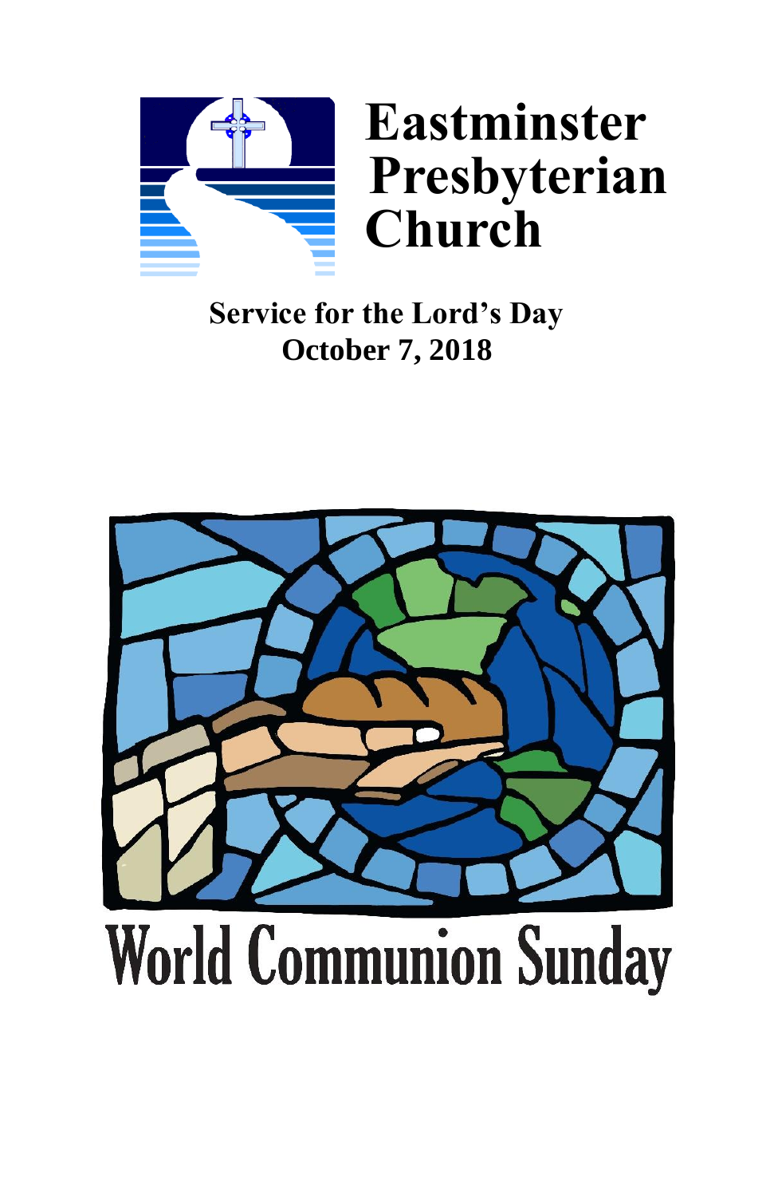# Eastminster Presbyterian Church

## Service for the Lord's Day
## October 7, 2018

# World Communion Sunday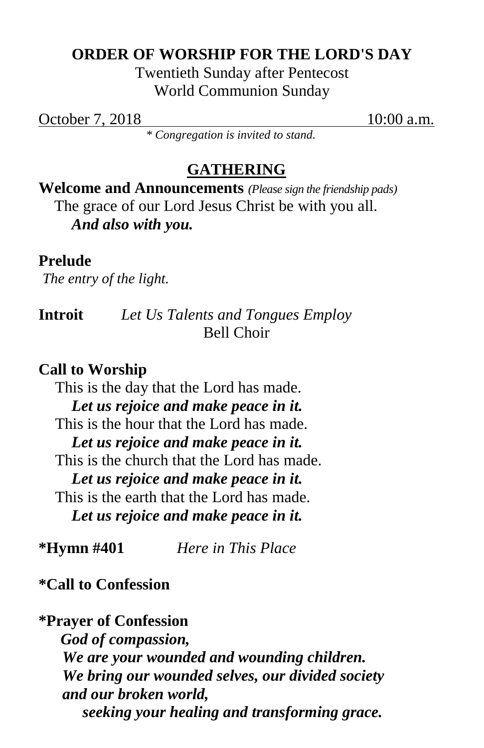**ORDER OF WORSHIP FOR THE LORD'S DAY**

Twentieth Sunday after Pentecost

World Communion Sunday

October 7, 2018 10:00 a.m.

*\* Congregation is invited to stand.*

## GATHERING

**Welcome and Announcements** *(Please sign the friendship pads)*

The grace of our Lord Jesus Christ be with you all.

***And also with you.***

**Prelude**

*The entry of the light.*

**Introit** *Let Us Talents and Tongues Employ*

Bell Choir

**Call to Worship**

This is the day that the Lord has made.

***Let us rejoice and make peace in it.***

This is the hour that the Lord has made.

***Let us rejoice and make peace in it.***

This is the church that the Lord has made.

***Let us rejoice and make peace in it.***

This is the earth that the Lord has made.

***Let us rejoice and make peace in it.***

**\*Hymn #401** *Here in This Place*

**\*Call to Confession**

**\*Prayer of Confession**

***God of compassion,***

***We are your wounded and wounding children.***

***We bring our wounded selves, our divided society and our broken world,***

***seeking your healing and transforming grace.***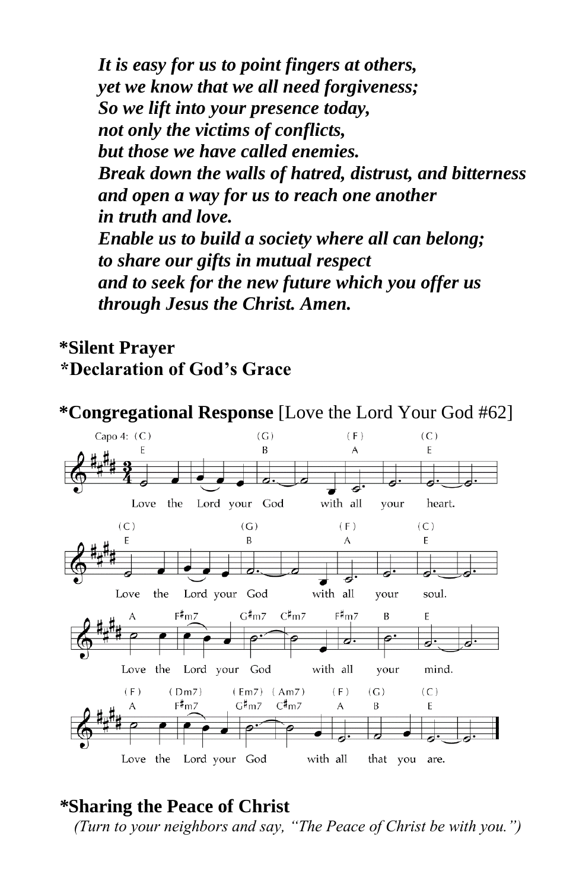***It is easy for us to point fingers at others,***
***yet we know that we all need forgiveness;***
***So we lift into your presence today,***
***not only the victims of conflicts,***
***but those we have called enemies.***
***Break down the walls of hatred, distrust, and bitterness***
***and open a way for us to reach one another***
***in truth and love.***
***Enable us to build a society where all can belong;***
***to share our gifts in mutual respect***
***and to seek for the new future which you offer us***
***through Jesus the Christ. Amen.***

**\*Silent Prayer**

**\*Declaration of God's Grace**

**\*Congregational Response** [Love the Lord Your God #62]

Love the Lord your God with all your heart.
Love the Lord your God with all your soul.
Love the Lord your God with all your mind.
Love the Lord your God with all that you are.

**\*Sharing the Peace of Christ**

*(Turn to your neighbors and say, "The Peace of Christ be with you.")*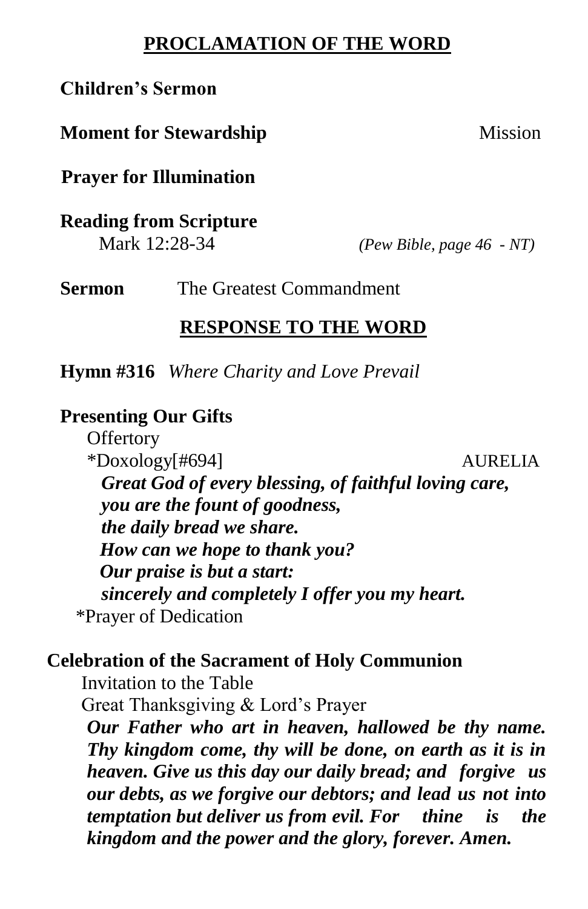## PROCLAMATION OF THE WORD

**Children's Sermon**

**Moment for Stewardship** Mission

**Prayer for Illumination**

**Reading from Scripture**
Mark 12:28-34 *(Pew Bible, page 46 - NT)*

**Sermon** The Greatest Commandment

## RESPONSE TO THE WORD

**Hymn #316** *Where Charity and Love Prevail*

**Presenting Our Gifts**

Offertory

*Doxology[#694] AURELIA

***Great God of every blessing, of faithful loving care,***
***you are the fount of goodness,***
***the daily bread we share.***
***How can we hope to thank you?***
***Our praise is but a start:***
***sincerely and completely I offer you my heart.***

*Prayer of Dedication

**Celebration of the Sacrament of Holy Communion**

Invitation to the Table

Great Thanksgiving & Lord's Prayer

***Our Father who art in heaven, hallowed be thy name. Thy kingdom come, thy will be done, on earth as it is in heaven. Give us this day our daily bread; and forgive us our debts, as we forgive our debtors; and lead us not into temptation but deliver us from evil. For thine is the kingdom and the power and the glory, forever. Amen.***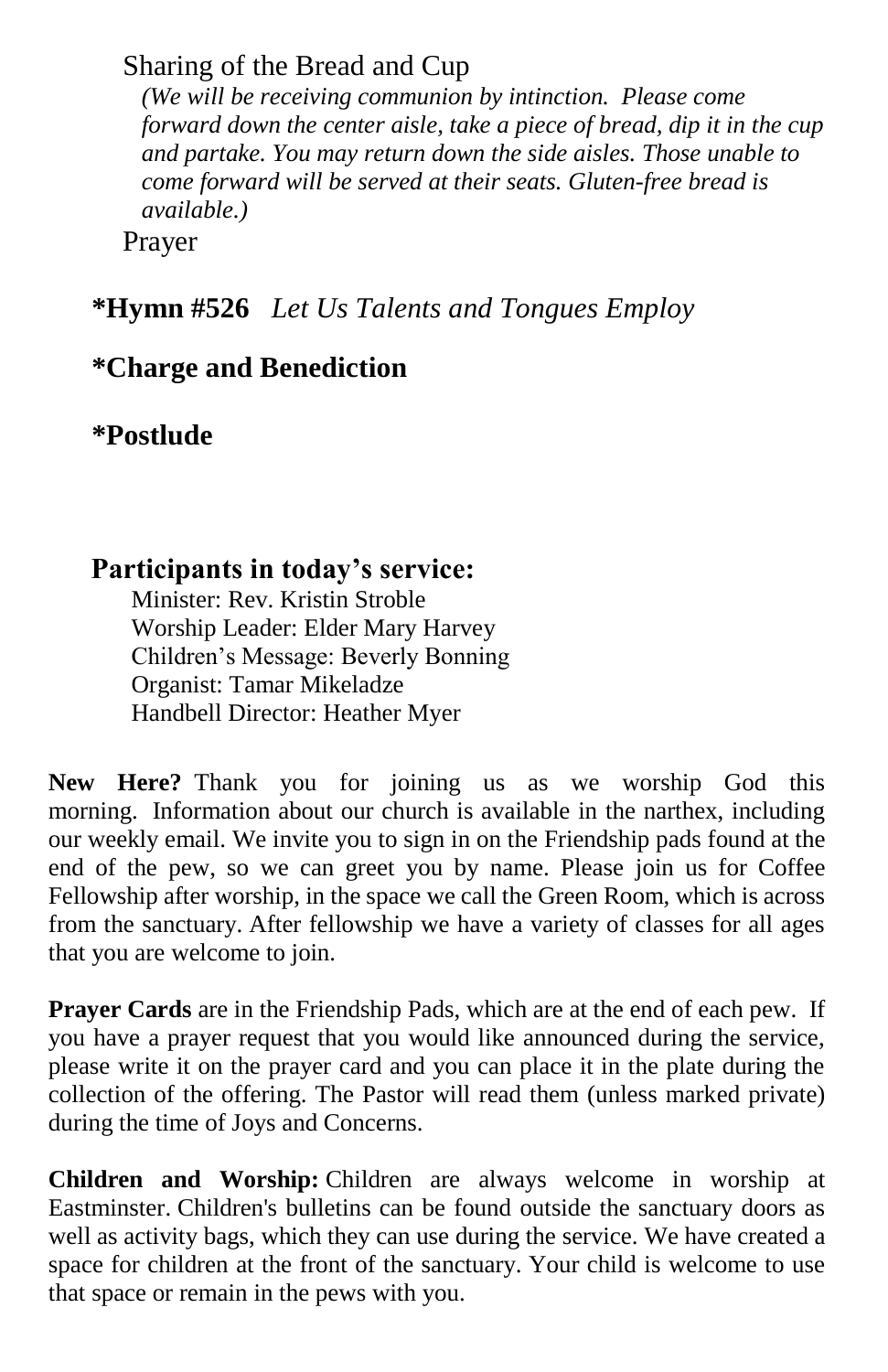Sharing of the Bread and Cup

*(We will be receiving communion by intinction. Please come forward down the center aisle, take a piece of bread, dip it in the cup and partake. You may return down the side aisles. Those unable to come forward will be served at their seats. Gluten-free bread is available.)*

Prayer

**\*Hymn #526** *Let Us Talents and Tongues Employ*

**\*Charge and Benediction**

**\*Postlude**

### Participants in today's service:

Minister: Rev. Kristin Stroble
Worship Leader: Elder Mary Harvey
Children's Message: Beverly Bonning
Organist: Tamar Mikeladze
Handbell Director: Heather Myer

**New Here?** Thank you for joining us as we worship God this morning. Information about our church is available in the narthex, including our weekly email. We invite you to sign in on the Friendship pads found at the end of the pew, so we can greet you by name. Please join us for Coffee Fellowship after worship, in the space we call the Green Room, which is across from the sanctuary. After fellowship we have a variety of classes for all ages that you are welcome to join.

**Prayer Cards** are in the Friendship Pads, which are at the end of each pew. If you have a prayer request that you would like announced during the service, please write it on the prayer card and you can place it in the plate during the collection of the offering. The Pastor will read them (unless marked private) during the time of Joys and Concerns.

**Children and Worship:** Children are always welcome in worship at Eastminster. Children's bulletins can be found outside the sanctuary doors as well as activity bags, which they can use during the service. We have created a space for children at the front of the sanctuary. Your child is welcome to use that space or remain in the pews with you.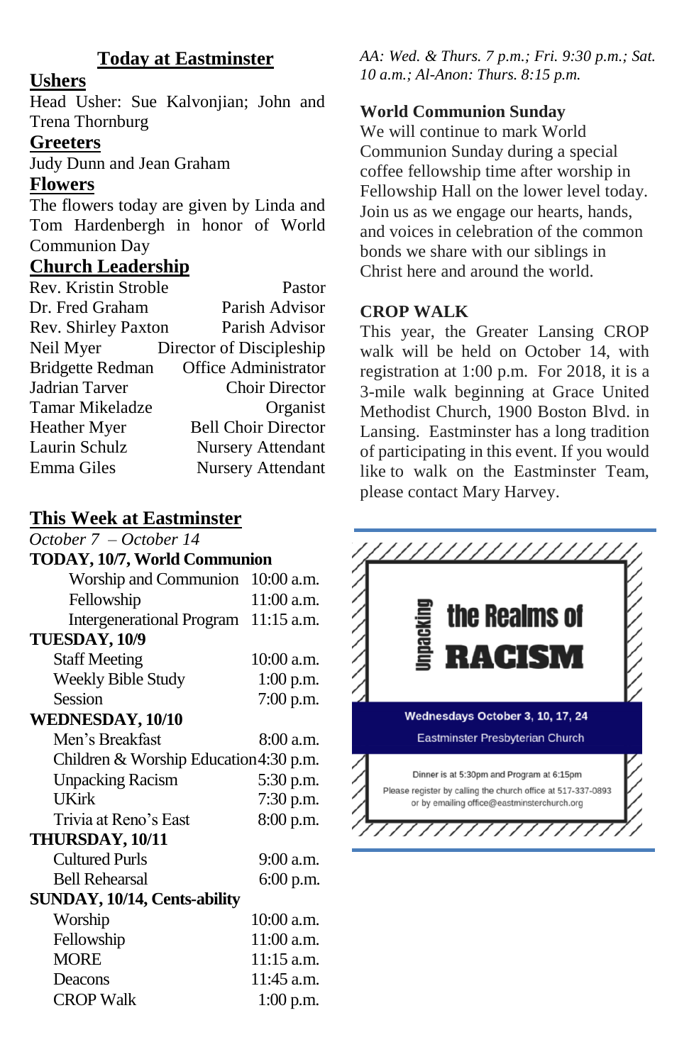## Today at Eastminster

### Ushers

Head Usher: Sue Kalvonjian; John and Trena Thornburg

### Greeters

Judy Dunn and Jean Graham

### Flowers

The flowers today are given by Linda and Tom Hardenbergh in honor of World Communion Day

### Church Leadership

| | |
|---|---|
| Rev. Kristin Stroble | Pastor |
| Dr. Fred Graham | Parish Advisor |
| Rev. Shirley Paxton | Parish Advisor |
| Neil Myer | Director of Discipleship |
| Bridgette Redman | Office Administrator |
| Jadrian Tarver | Choir Director |
| Tamar Mikeladze | Organist |
| Heather Myer | Bell Choir Director |
| Laurin Schulz | Nursery Attendant |
| Emma Giles | Nursery Attendant |

## This Week at Eastminster

*October 7 – October 14*

**TODAY, 10/7, World Communion**

| | |
|---|---|
| Worship and Communion | 10:00 a.m. |
| Fellowship | 11:00 a.m. |
| Intergenerational Program | 11:15 a.m. |

**TUESDAY, 10/9**

| | |
|---|---|
| Staff Meeting | 10:00 a.m. |
| Weekly Bible Study | 1:00 p.m. |
| Session | 7:00 p.m. |

**WEDNESDAY, 10/10**

| | |
|---|---|
| Men's Breakfast | 8:00 a.m. |
| Children & Worship Education | 4:30 p.m. |
| Unpacking Racism | 5:30 p.m. |
| UKirk | 7:30 p.m. |
| Trivia at Reno's East | 8:00 p.m. |

**THURSDAY, 10/11**

| | |
|---|---|
| Cultured Purls | 9:00 a.m. |
| Bell Rehearsal | 6:00 p.m. |

**SUNDAY, 10/14, Cents-ability**

| | |
|---|---|
| Worship | 10:00 a.m. |
| Fellowship | 11:00 a.m. |
| MORE | 11:15 a.m. |
| Deacons | 11:45 a.m. |
| CROP Walk | 1:00 p.m. |

*AA: Wed. & Thurs. 7 p.m.; Fri. 9:30 p.m.; Sat. 10 a.m.; Al-Anon: Thurs. 8:15 p.m.*

**World Communion Sunday**

We will continue to mark World Communion Sunday during a special coffee fellowship time after worship in Fellowship Hall on the lower level today. Join us as we engage our hearts, hands, and voices in celebration of the common bonds we share with our siblings in Christ here and around the world.

**CROP WALK**

This year, the Greater Lansing CROP walk will be held on October 14, with registration at 1:00 p.m. For 2018, it is a 3-mile walk beginning at Grace United Methodist Church, 1900 Boston Blvd. in Lansing. Eastminster has a long tradition of participating in this event. If you would like to walk on the Eastminster Team, please contact Mary Harvey.

**Unpacking the Realms of RACISM**

Wednesdays October 3, 10, 17, 24

Eastminster Presbyterian Church

Dinner is at 5:30pm and Program at 6:15pm

Please register by calling the church office at 517-337-0893 or by emailing office@eastminsterchurch.org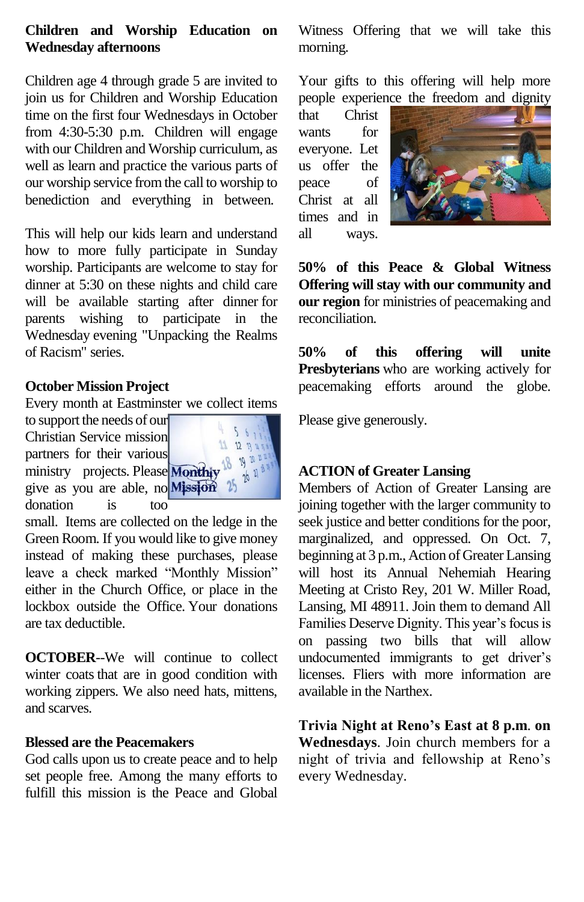**Children and Worship Education on Wednesday afternoons**

Children age 4 through grade 5 are invited to join us for Children and Worship Education time on the first four Wednesdays in October from 4:30-5:30 p.m. Children will engage with our Children and Worship curriculum, as well as learn and practice the various parts of our worship service from the call to worship to benediction and everything in between.

This will help our kids learn and understand how to more fully participate in Sunday worship. Participants are welcome to stay for dinner at 5:30 on these nights and child care will be available starting after dinner for parents wishing to participate in the Wednesday evening "Unpacking the Realms of Racism" series.

**October Mission Project**

Every month at Eastminster we collect items to support the needs of our Christian Service mission partners for their various ministry projects. Please give as you are able, no donation is too small. Items are collected on the ledge in the Green Room. If you would like to give money instead of making these purchases, please leave a check marked "Monthly Mission" either in the Church Office, or place in the lockbox outside the Office. Your donations are tax deductible.

**OCTOBER**--We will continue to collect winter coats that are in good condition with working zippers. We also need hats, mittens, and scarves.

**Blessed are the Peacemakers**

God calls upon us to create peace and to help set people free. Among the many efforts to fulfill this mission is the Peace and Global Witness Offering that we will take this morning.

Your gifts to this offering will help more people experience the freedom and dignity that Christ wants for everyone. Let us offer the peace of Christ at all times and in all ways.

**50% of this Peace & Global Witness Offering will stay with our community and our region** for ministries of peacemaking and reconciliation.

**50% of this offering will unite Presbyterians** who are working actively for peacemaking efforts around the globe.

Please give generously.

**ACTION of Greater Lansing**

Members of Action of Greater Lansing are joining together with the larger community to seek justice and better conditions for the poor, marginalized, and oppressed. On Oct. 7, beginning at 3 p.m., Action of Greater Lansing will host its Annual Nehemiah Hearing Meeting at Cristo Rey, 201 W. Miller Road, Lansing, MI 48911. Join them to demand All Families Deserve Dignity. This year's focus is on passing two bills that will allow undocumented immigrants to get driver's licenses. Fliers with more information are available in the Narthex.

**Trivia Night at Reno's East at 8 p.m. on Wednesdays**. Join church members for a night of trivia and fellowship at Reno's every Wednesday.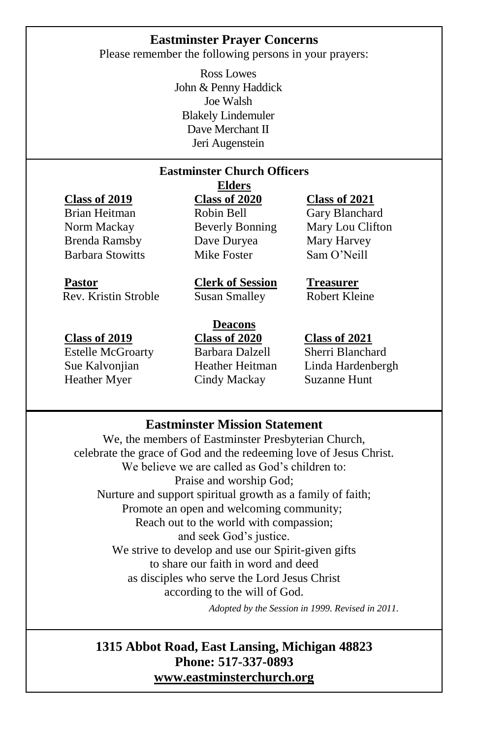## Eastminster Prayer Concerns

Please remember the following persons in your prayers:

Ross Lowes
John & Penny Haddick
Joe Walsh
Blakely Lindemuler
Dave Merchant II
Jeri Augenstein

## Eastminster Church Officers

### Elders

| **Class of 2019** | **Class of 2020** | **Class of 2021** |
|---|---|---|
| Brian Heitman | Robin Bell | Gary Blanchard |
| Norm Mackay | Beverly Bonning | Mary Lou Clifton |
| Brenda Ramsby | Dave Duryea | Mary Harvey |
| Barbara Stowitts | Mike Foster | Sam O'Neill |

| **Pastor** | **Clerk of Session** | **Treasurer** |
|---|---|---|
| Rev. Kristin Stroble | Susan Smalley | Robert Kleine |

### Deacons

| **Class of 2019** | **Class of 2020** | **Class of 2021** |
|---|---|---|
| Estelle McGroarty | Barbara Dalzell | Sherri Blanchard |
| Sue Kalvonjian | Heather Heitman | Linda Hardenbergh |
| Heather Myer | Cindy Mackay | Suzanne Hunt |

## Eastminster Mission Statement

We, the members of Eastminster Presbyterian Church,
celebrate the grace of God and the redeeming love of Jesus Christ.
We believe we are called as God's children to:
Praise and worship God;
Nurture and support spiritual growth as a family of faith;
Promote an open and welcoming community;
Reach out to the world with compassion;
and seek God's justice.
We strive to develop and use our Spirit-given gifts
to share our faith in word and deed
as disciples who serve the Lord Jesus Christ
according to the will of God.

*Adopted by the Session in 1999. Revised in 2011.*

**1315 Abbot Road, East Lansing, Michigan 48823**
**Phone: 517-337-0893**
**www.eastminsterchurch.org**